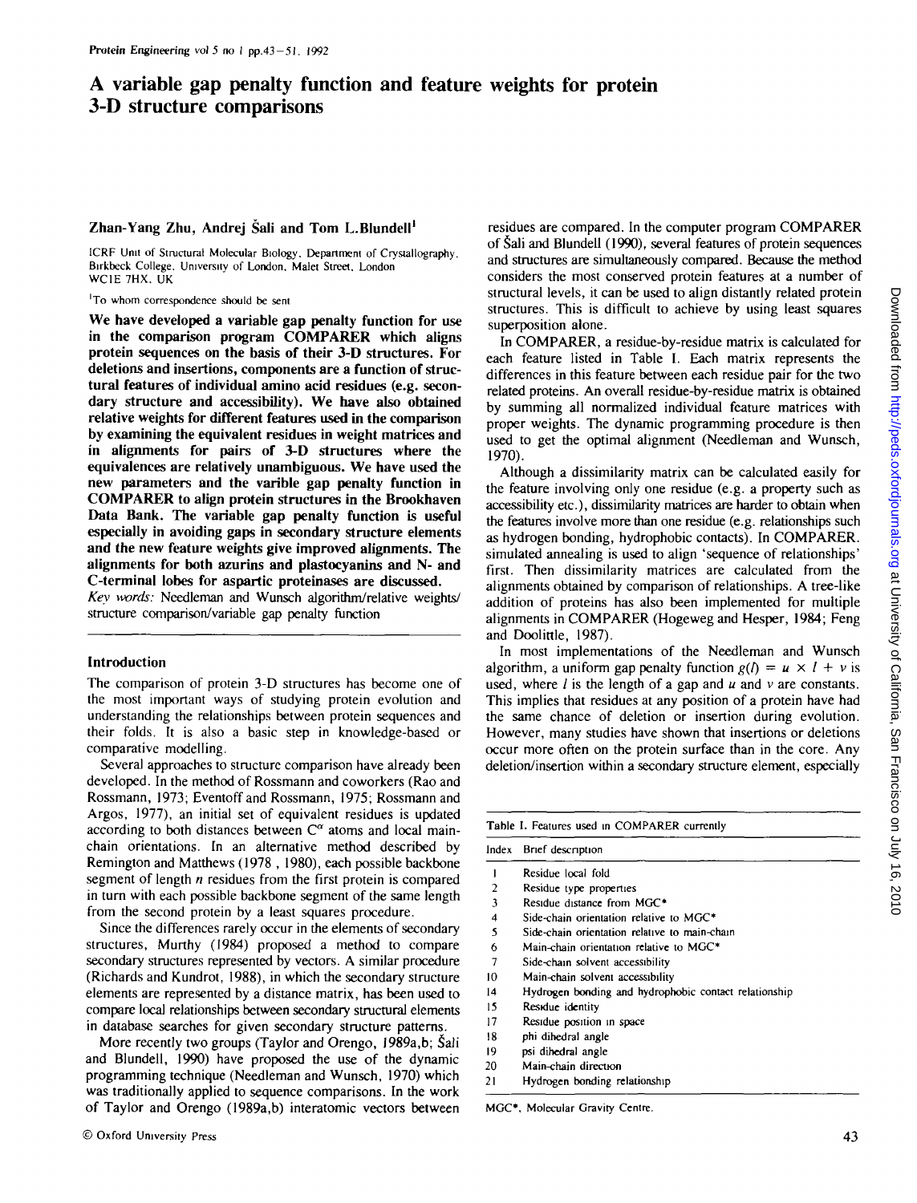# A variable gap penalty function and feature weights for protein 3-D structure comparisons

**Zhan-Yang Zhu, Andrej Šali and Tom L.Blundell[1]**

ICRF Unit of Structural Molecular Biology, Department of Crystallography, Birkbeck College, University of London, Malet Street, London WC1E 7HX, UK

[1]To whom correspondence should be sent

**We have developed a variable gap penalty function for use in the comparison program COMPARER which aligns protein sequences on the basis of their 3-D structures. For deletions and insertions, components are a function of structural features of individual amino acid residues (e.g. secondary structure and accessibility). We have also obtained relative weights for different features used in the comparison by examining the equivalent residues in weight matrices and in alignments for pairs of 3-D structures where the equivalences are relatively unambiguous. We have used the new parameters and the varible gap penalty function in COMPARER to align protein structures in the Brookhaven Data Bank. The variable gap penalty function is useful especially in avoiding gaps in secondary structure elements and the new feature weights give improved alignments. The alignments for both azurins and plastocyanins and N- and C-terminal lobes for aspartic proteinases are discussed.**

*Key words:* Needleman and Wunsch algorithm/relative weights/structure comparison/variable gap penalty function

## Introduction

The comparison of protein 3-D structures has become one of the most important ways of studying protein evolution and understanding the relationships between protein sequences and their folds. It is also a basic step in knowledge-based or comparative modelling.

Several approaches to structure comparison have already been developed. In the method of Rossmann and coworkers (Rao and Rossmann, 1973; Eventoff and Rossmann, 1975; Rossmann and Argos, 1977), an initial set of equivalent residues is updated according to both distances between $C^{\alpha}$ atoms and local main-chain orientations. In an alternative method described by Remington and Matthews (1978, 1980), each possible backbone segment of length $n$ residues from the first protein is compared in turn with each possible backbone segment of the same length from the second protein by a least squares procedure.

Since the differences rarely occur in the elements of secondary structure, Murthy (1984) proposed a method to compare secondary structures represented by vectors. A similar procedure (Richards and Kundrot, 1988), in which the secondary structure elements are represented by a distance matrix, has been used to compare local relationships between secondary structural elements in database searches for given secondary structure patterns.

More recently two groups (Taylor and Orengo, 1989a,b; Šali and Blundell, 1990) have proposed the use of the dynamic programming technique (Needleman and Wunsch, 1970) which was traditionally applied to sequence comparisons. In the work of Taylor and Orengo (1989a,b) interatomic vectors between residues are compared. In the computer program COMPARER of Šali and Blundell (1990), several features of protein sequences and structures are simultaneously compared. Because the method considers the most conserved protein features at a number of structural levels, it can be used to align distantly related protein structures. This is difficult to achieve by using least squares superposition alone.

In COMPARER, a residue-by-residue matrix is calculated for each feature listed in Table I. Each matrix represents the differences in this feature between each residue pair for the two related proteins. An overall residue-by-residue matrix is obtained by summing all normalized individual feature matrices with proper weights. The dynamic programming procedure is then used to get the optimal alignment (Needleman and Wunsch, 1970).

Although a dissimilarity matrix can be calculated easily for the feature involving only one residue (e.g. a property such as accessibility etc.), dissimilarity matrices are harder to obtain when the features involve more than one residue (e.g. relationships such as hydrogen bonding, hydrophobic contacts). In COMPARER, simulated annealing is used to align 'sequence of relationships' first. Then dissimilarity matrices are calculated from the alignments obtained by comparison of relationships. A tree-like addition of proteins has also been implemented for multiple alignments in COMPARER (Hogeweg and Hesper, 1984; Feng and Doolittle, 1987).

In most implementations of the Needleman and Wunsch algorithm, a uniform gap penalty function $g(l) = u \times l + v$ is used, where $l$ is the length of a gap and $u$ and $v$ are constants. This implies that residues at any position of a protein have had the same chance of deletion or insertion during evolution. However, many studies have shown that insertions or deletions occur more often on the protein surface than in the core. Any deletion/insertion within a secondary structure element, especially

Table I. Features used in COMPARER currently

| Index | Brief description |
|---|---|
| 1 | Residue local fold |
| 2 | Residue type properties |
| 3 | Residue distance from MGC* |
| 4 | Side-chain orientation relative to MGC* |
| 5 | Side-chain orientation relative to main-chain |
| 6 | Main-chain orientation relative to MGC* |
| 7 | Side-chain solvent accessibility |
| 10 | Main-chain solvent accessibility |
| 14 | Hydrogen bonding and hydrophobic contact relationship |
| 15 | Residue identity |
| 17 | Residue position in space |
| 18 | phi dihedral angle |
| 19 | psi dihedral angle |
| 20 | Main-chain direction |
| 21 | Hydrogen bonding relationship |

MGC*, Molecular Gravity Centre.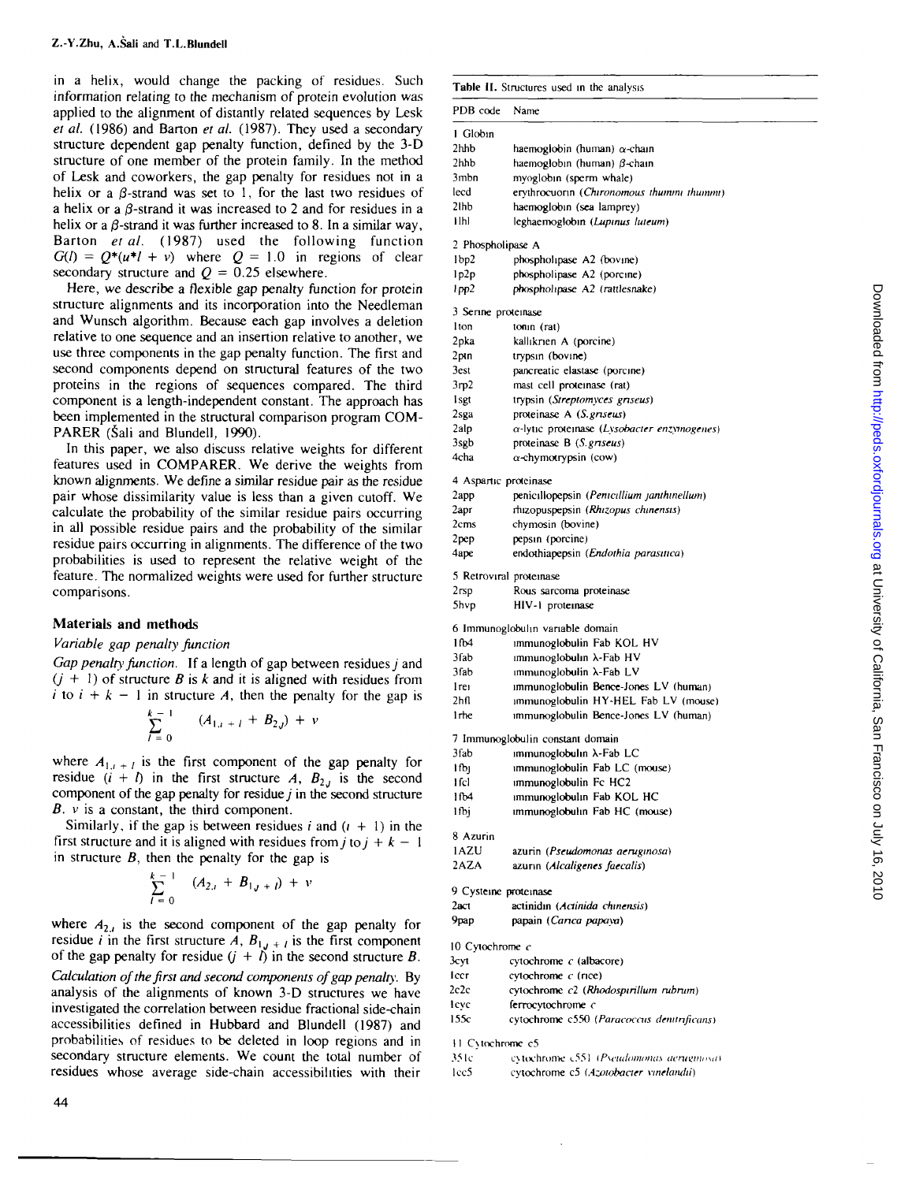in a helix, would change the packing of residues. Such information relating to the mechanism of protein evolution was applied to the alignment of distantly related sequences by Lesk *et al.* (1986) and Barton *et al.* (1987). They used a secondary structure dependent gap penalty function, defined by the 3-D structure of one member of the protein family. In the method of Lesk and coworkers, the gap penalty for residues not in a helix or a β-strand was set to 1, for the last two residues of a helix or a β-strand it was increased to 2 and for residues in a helix or a β-strand it was further increased to 8. In a similar way, Barton *et al.* (1987) used the following function $G(l) = Q^*(u^*l + v)$ where $Q = 1.0$ in regions of clear secondary structure and $Q = 0.25$ elsewhere.

Here, we describe a flexible gap penalty function for protein structure alignments and its incorporation into the Needleman and Wunsch algorithm. Because each gap involves a deletion relative to one sequence and an insertion relative to another, we use three components in the gap penalty function. The first and second components depend on structural features of the two proteins in the regions of sequences compared. The third component is a length-independent constant. The approach has been implemented in the structural comparison program COMPARER (Šali and Blundell, 1990).

In this paper, we also discuss relative weights for different features used in COMPARER. We derive the weights from known alignments. We define a similar residue pair as the residue pair whose dissimilarity value is less than a given cutoff. We calculate the probability of the similar residue pairs occurring in all possible residue pairs and the probability of the similar residue pairs occurring in alignments. The difference of the two probabilities is used to represent the relative weight of the feature. The normalized weights were used for further structure comparisons.

## Materials and methods

### Variable gap penalty function

*Gap penalty function.* If a length of gap between residues $j$ and $(j + 1)$ of structure $B$ is $k$ and it is aligned with residues from $i$ to $i + k - 1$ in structure $A$, then the penalty for the gap is

$$\sum_{l=0}^{k-1} (A_{1,i+l} + B_{2,j}) + v$$

where $A_{1,i+l}$ is the first component of the gap penalty for residue $(i + l)$ in the first structure $A$, $B_{2,j}$ is the second component of the gap penalty for residue $j$ in the second structure $B$. $v$ is a constant, the third component.

Similarly, if the gap is between residues $i$ and $(i + 1)$ in the first structure and it is aligned with residues from $j$ to $j + k - 1$ in structure $B$, then the penalty for the gap is

$$\sum_{l=0}^{k-1} (A_{2,i} + B_{1,j+l}) + v$$

where $A_{2,i}$ is the second component of the gap penalty for residue $i$ in the first structure $A$, $B_{1,j+l}$ is the first component of the gap penalty for residue $(j + l)$ in the second structure $B$.

*Calculation of the first and second components of gap penalty.* By analysis of the alignments of known 3-D structures we have investigated the correlation between residue fractional side-chain accessibilities defined in Hubbard and Blundell (1987) and probabilities of residues to be deleted in loop regions and in secondary structure elements. We count the total number of residues whose average side-chain accessibilities with their

**Table II.** Structures used in the analysis

| PDB code | Name |
|---|---|
| **1 Globin** | |
| 2hhb | haemoglobin (human) α-chain |
| 2hhb | haemoglobin (human) β-chain |
| 3mbn | myoglobin (sperm whale) |
| lecd | erythrocruorin (*Chironomous thummi thummi*) |
| 2lhb | haemoglobin (sea lamprey) |
| 1lhl | leghaemoglobin (*Lupinus luteum*) |
| **2 Phospholipase A** | |
| 1bp2 | phospholipase A2 (bovine) |
| 1p2p | phospholipase A2 (porcine) |
| 1pp2 | phospholipase A2 (rattlesnake) |
| **3 Serine proteinase** | |
| 1ton | tonin (rat) |
| 2pka | kallikrien A (porcine) |
| 2ptn | trypsin (bovine) |
| 3est | pancreatic elastase (porcine) |
| 3rp2 | mast cell proteinase (rat) |
| 1sgt | trypsin (*Streptomyces griseus*) |
| 2sga | proteinase A (*S.griseus*) |
| 2alp | α-lytic proteinase (*Lysobacter enzymogenes*) |
| 3sgb | proteinase B (*S.griseus*) |
| 4cha | α-chymotrypsin (cow) |
| **4 Aspartic proteinase** | |
| 2app | penicillopepsin (*Penicillium janthinellum*) |
| 2apr | rhizopuspepsin (*Rhizopus chinensis*) |
| 2cms | chymosin (bovine) |
| 2pep | pepsin (porcine) |
| 4ape | endothiapepsin (*Endothia parasitica*) |
| **5 Retroviral proteinase** | |
| 2rsp | Rous sarcoma proteinase |
| 5hvp | HIV-1 proteinase |
| **6 Immunoglobulin variable domain** | |
| 1fb4 | immunoglobulin Fab KOL HV |
| 3fab | immunoglobulin λ-Fab HV |
| 3fab | immunoglobulin λ-Fab LV |
| 1rei | immunoglobulin Bence-Jones LV (human) |
| 2hfl | immunoglobulin HY-HEL Fab LV (mouse) |
| 1rhe | immunoglobulin Bence-Jones LV (human) |
| **7 Immunoglobulin constant domain** | |
| 3fab | immunoglobulin λ-Fab LC |
| 1fbj | immunoglobulin Fab LC (mouse) |
| 1fcl | immunoglobulin Fc HC2 |
| 1fb4 | immunoglobulin Fab KOL HC |
| 1fbj | immunoglobulin Fab HC (mouse) |
| **8 Azurin** | |
| 1AZU | azurin (*Pseudomonas aeruginosa*) |
| 2AZA | azurin (*Alcaligenes faecalis*) |
| **9 Cysteine proteinase** | |
| 2act | actinidin (*Actinida chinensis*) |
| 9pap | papain (*Carica papaya*) |
| **10 Cytochrome c** | |
| 3cyt | cytochrome c (albacore) |
| 1ccr | cytochrome c (rice) |
| 2c2c | cytochrome c2 (*Rhodospirillum rubrum*) |
| 1cyc | ferrocytochrome c |
| 155c | cytochrome c550 (*Paracoccus denitrificans*) |
| **11 Cytochrome c5** | |
| 351c | cytochrome c551 (*Pseudomonas aeruginosa*) |
| 1cc5 | cytochrome c5 (*Azotobacter vinelandii*) |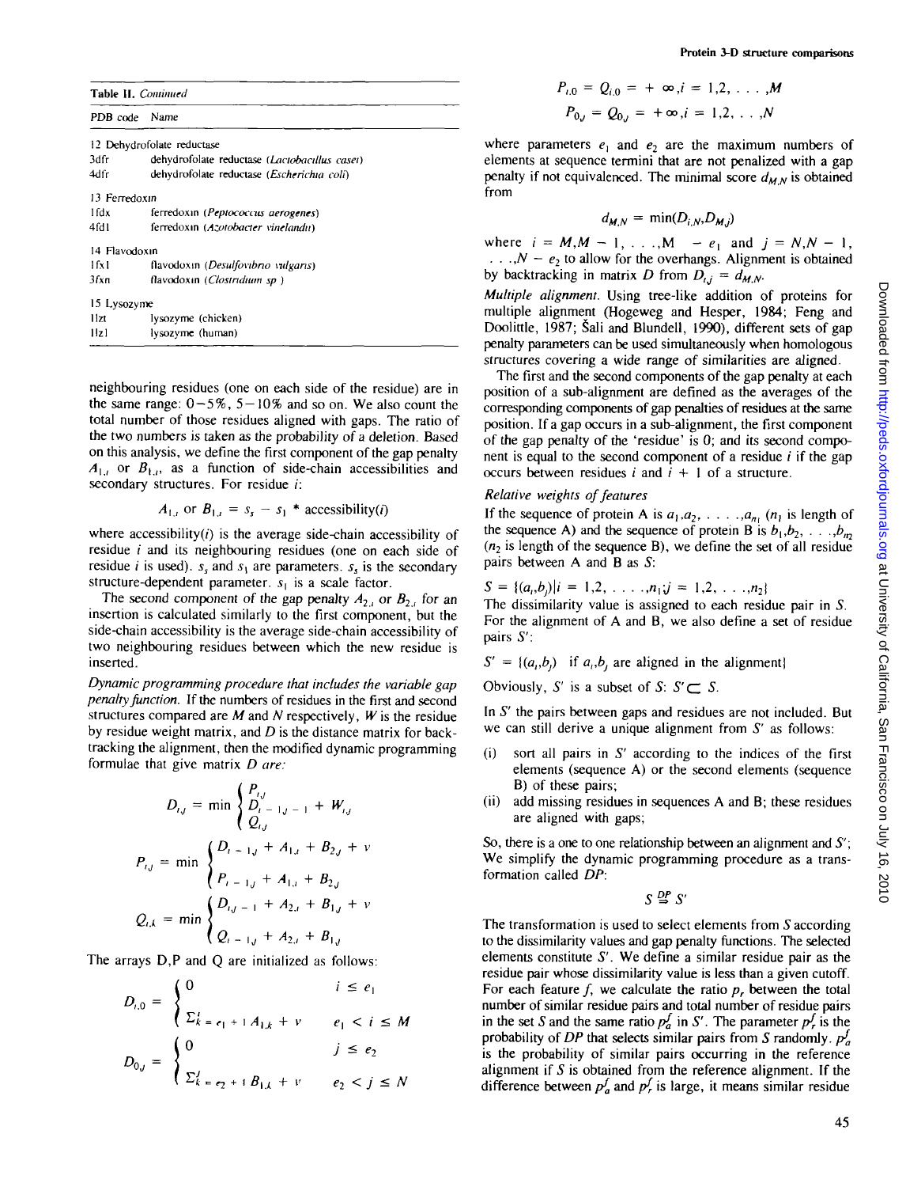**Table II.** *Continued*

| PDB code | Name |
|---|---|
| 12 Dehydrofolate reductase | |
| 3dfr | dehydrofolate reductase (*Lactobacillus casei*) |
| 4dfr | dehydrofolate reductase (*Escherichia coli*) |
| 13 Ferredoxin | |
| 1fdx | ferredoxin (*Peptococcus aerogenes*) |
| 4fd1 | ferredoxin (*Azotobacter vinelandii*) |
| 14 Flavodoxin | |
| 1fx1 | flavodoxin (*Desulfovibrio vulgaris*) |
| 3fxn | flavodoxin (*Clostridium sp*) |
| 15 Lysozyme | |
| 1lzt | lysozyme (chicken) |
| 1lz1 | lysozyme (human) |

neighbouring residues (one on each side of the residue) are in the same range: 0–5%, 5–10% and so on. We also count the total number of those residues aligned with gaps. The ratio of the two numbers is taken as the probability of a deletion. Based on this analysis, we define the first component of the gap penalty $A_{1,i}$ or $B_{1,i}$, as a function of side-chain accessibilities and secondary structures. For residue $i$:

$$A_{1,i} \text{ or } B_{1,i} = s_s - s_1 * \text{accessibility}(i)$$

where accessibility($i$) is the average side-chain accessibility of residue $i$ and its neighbouring residues (one on each side of residue $i$ is used). $s_s$ and $s_1$ are parameters. $s_s$ is the secondary structure-dependent parameter. $s_1$ is a scale factor.

The second component of the gap penalty $A_{2,i}$ or $B_{2,i}$ for an insertion is calculated similarly to the first component, but the side-chain accessibility is the average side-chain accessibility of two neighbouring residues between which the new residue is inserted.

*Dynamic programming procedure that includes the variable gap penalty function.* If the numbers of residues in the first and second structures compared are $M$ and $N$ respectively, $W$ is the residue by residue weight matrix, and $D$ is the distance matrix for backtracking the alignment, then the modified dynamic programming formulae that give matrix $D$ are:

$$D_{i,j} = \min \begin{cases} P_{i,j} \\ D_{i-1,j-1} + W_{i,j} \\ Q_{i,j} \end{cases}$$

$$P_{i,j} = \min \begin{cases} D_{i-1,j} + A_{1,i} + B_{2,j} + v \\ P_{i-1,j} + A_{1,i} + B_{2,j} \end{cases}$$

$$Q_{i,k} = \min \begin{cases} D_{i,j-1} + A_{2,i} + B_{1,j} + v \\ Q_{i-1,j} + A_{2,i} + B_{1,j} \end{cases}$$

The arrays D,P and Q are initialized as follows:

$$D_{i,0} = \begin{cases} 0 & i \le e_1 \\ \Sigma_{k=e_1+1}^{i} A_{1,k} + v & e_1 < i \le M \end{cases}$$

$$D_{0,j} = \begin{cases} 0 & j \le e_2 \\ \Sigma_{k=e_2+1}^{j} B_{1,k} + v & e_2 < j \le N \end{cases}$$

$$P_{i,0} = Q_{i,0} = +\infty, i = 1,2, \ldots, M$$

$$P_{0,j} = Q_{0,j} = +\infty, i = 1,2, \ldots, N$$

where parameters $e_1$ and $e_2$ are the maximum numbers of elements at sequence termini that are not penalized with a gap penalty if not equivalenced. The minimal score $d_{M,N}$ is obtained from

$$d_{M,N} = \min(D_{i,N}, D_{M,j})$$

where $i = M, M-1, \ldots, M - e_1$ and $j = N, N-1, \ldots, N - e_2$ to allow for the overhangs. Alignment is obtained by backtracking in matrix $D$ from $D_{i,j} = d_{M,N}$.

*Multiple alignment.* Using tree-like addition of proteins for multiple alignment (Hogeweg and Hesper, 1984; Feng and Doolittle, 1987; Šali and Blundell, 1990), different sets of gap penalty parameters can be used simultaneously when homologous structures covering a wide range of similarities are aligned.

The first and the second components of the gap penalty at each position of a sub-alignment are defined as the averages of the corresponding components of gap penalties of residues at the same position. If a gap occurs in a sub-alignment, the first component of the gap penalty of the 'residue' is 0; and its second component is equal to the second component of a residue $i$ if the gap occurs between residues $i$ and $i + 1$ of a structure.

*Relative weights of features*

If the sequence of protein A is $a_1, a_2, \ldots, a_{n_1}$ ($n_1$ is length of the sequence A) and the sequence of protein B is $b_1, b_2, \ldots, b_{n_2}$ ($n_2$ is length of the sequence B), we define the set of all residue pairs between A and B as $S$:

$$S = \{(a_i, b_j) | i = 1,2, \ldots, n_1; j = 1,2, \ldots, n_2\}$$

The dissimilarity value is assigned to each residue pair in $S$. For the alignment of A and B, we also define a set of residue pairs $S'$:

$$S' = \{(a_i, b_j) \text{ if } a_i, b_j \text{ are aligned in the alignment}\}$$

Obviously, $S'$ is a subset of $S$: $S' \subset S$.

In $S'$ the pairs between gaps and residues are not included. But we can still derive a unique alignment from $S'$ as follows:

(i) sort all pairs in $S'$ according to the indices of the first elements (sequence A) or the second elements (sequence B) of these pairs;

(ii) add missing residues in sequences A and B; these residues are aligned with gaps;

So, there is a one to one relationship between an alignment and $S'$; We simplify the dynamic programming procedure as a transformation called $DP$:

$$S \overset{DP}{\Rightarrow} S'$$

The transformation is used to select elements from $S$ according to the dissimilarity values and gap penalty functions. The selected elements constitute $S'$. We define a similar residue pair as the residue pair whose dissimilarity value is less than a given cutoff. For each feature $f$, we calculate the ratio $p_r$ between the total number of similar residue pairs and total number of residue pairs in the set $S$ and the same ratio $p_a^f$ in $S'$. The parameter $p_r^f$ is the probability of $DP$ that selects similar pairs from $S$ randomly. $p_a^f$ is the probability of similar pairs occurring in the reference alignment if $S$ is obtained from the reference alignment. If the difference between $p_a^f$ and $p_r^f$ is large, it means similar residue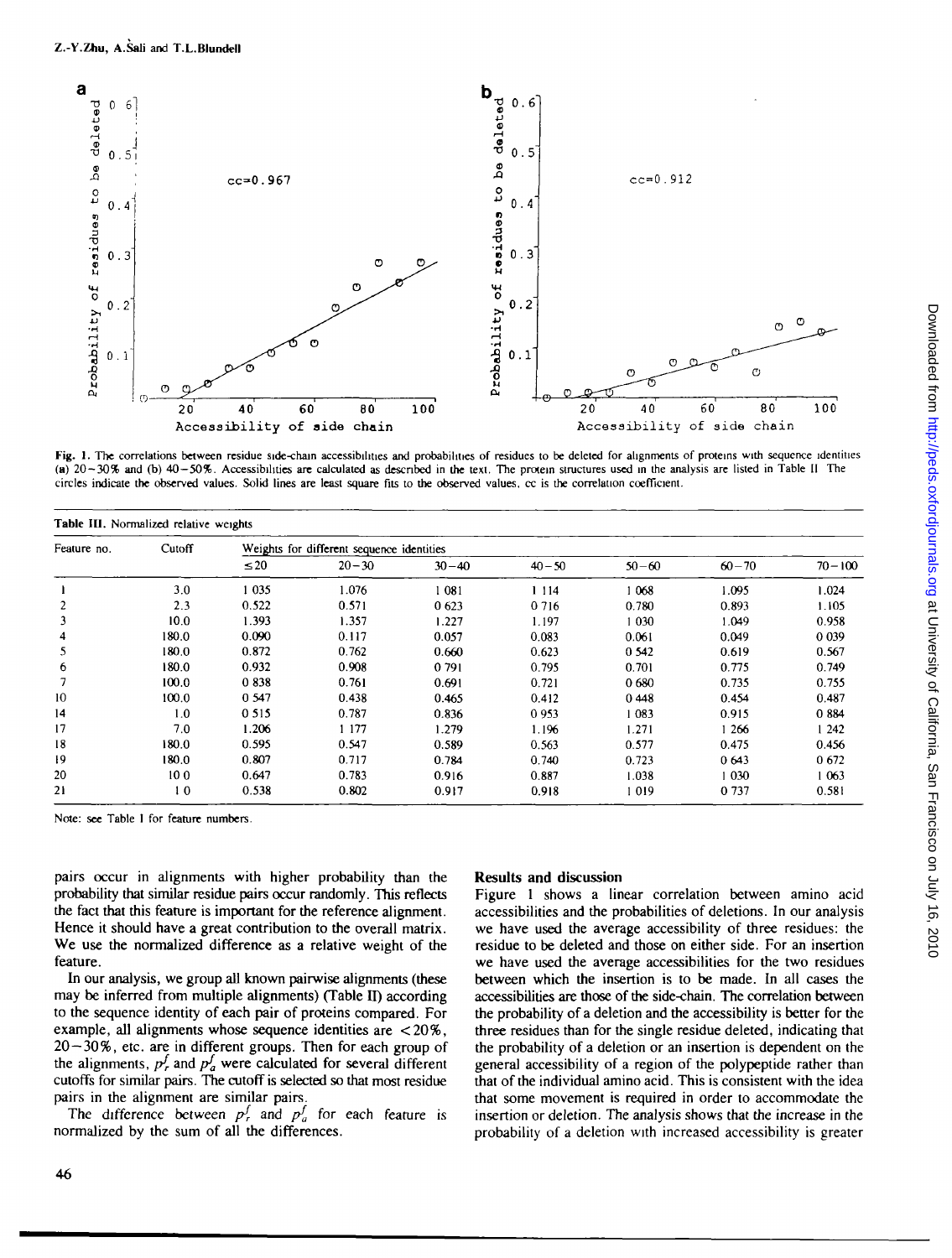Fig. 1. The correlations between residue side-chain accessibilities and probabilities of residues to be deleted for alignments of proteins with sequence identities (a) 20–30% and (b) 40–50%. Accessibilities are calculated as described in the text. The protein structures used in the analysis are listed in Table II. The circles indicate the observed values. Solid lines are least square fits to the observed values. cc is the correlation coefficient.

Table III. Normalized relative weights

| Feature no. | Cutoff | Weights for different sequence identities | | | | | | |
|---|---|---|---|---|---|---|---|---|
| | | ≤20 | 20–30 | 30–40 | 40–50 | 50–60 | 60–70 | 70–100 |
| 1 | 3.0 | 1.035 | 1.076 | 1.081 | 1.114 | 1.068 | 1.095 | 1.024 |
| 2 | 2.3 | 0.522 | 0.571 | 0.623 | 0.716 | 0.780 | 0.893 | 1.105 |
| 3 | 10.0 | 1.393 | 1.357 | 1.227 | 1.197 | 1.030 | 1.049 | 0.958 |
| 4 | 180.0 | 0.090 | 0.117 | 0.057 | 0.083 | 0.061 | 0.049 | 0.039 |
| 5 | 180.0 | 0.872 | 0.762 | 0.660 | 0.623 | 0.542 | 0.619 | 0.567 |
| 6 | 180.0 | 0.932 | 0.908 | 0.791 | 0.795 | 0.701 | 0.775 | 0.749 |
| 7 | 100.0 | 0.838 | 0.761 | 0.691 | 0.721 | 0.680 | 0.735 | 0.755 |
| 10 | 100.0 | 0.547 | 0.438 | 0.465 | 0.412 | 0.448 | 0.454 | 0.487 |
| 14 | 1.0 | 0.515 | 0.787 | 0.836 | 0.953 | 1.083 | 0.915 | 0.884 |
| 17 | 7.0 | 1.206 | 1.177 | 1.279 | 1.196 | 1.271 | 1.266 | 1.242 |
| 18 | 180.0 | 0.595 | 0.547 | 0.589 | 0.563 | 0.577 | 0.475 | 0.456 |
| 19 | 180.0 | 0.807 | 0.717 | 0.784 | 0.740 | 0.723 | 0.643 | 0.672 |
| 20 | 10.0 | 0.647 | 0.783 | 0.916 | 0.887 | 1.038 | 1.030 | 1.063 |
| 21 | 1.0 | 0.538 | 0.802 | 0.917 | 0.918 | 1.019 | 0.737 | 0.581 |

Note: see Table I for feature numbers.

pairs occur in alignments with higher probability than the probability that similar residue pairs occur randomly. This reflects the fact that this feature is important for the reference alignment. Hence it should have a great contribution to the overall matrix. We use the normalized difference as a relative weight of the feature.

In our analysis, we group all known pairwise alignments (these may be inferred from multiple alignments) (Table II) according to the sequence identity of each pair of proteins compared. For example, all alignments whose sequence identities are <20%, 20–30%, etc. are in different groups. Then for each group of the alignments, $p_r^f$ and $p_a^f$ were calculated for several different cutoffs for similar pairs. The cutoff is selected so that most residue pairs in the alignment are similar pairs.

The difference between $p_r^f$ and $p_a^f$ for each feature is normalized by the sum of all the differences.

## Results and discussion

Figure 1 shows a linear correlation between amino acid accessibilities and the probabilities of deletions. In our analysis we have used the average accessibility of three residues: the residue to be deleted and those on either side. For an insertion we have used the average accessibilities for the two residues between which the insertion is to be made. In all cases the accessibilities are those of the side-chain. The correlation between the probability of a deletion and the accessibility is better for the three residues than for the single residue deleted, indicating that the probability of a deletion or an insertion is dependent on the general accessibility of a region of the polypeptide rather than that of the individual amino acid. This is consistent with the idea that some movement is required in order to accommodate the insertion or deletion. The analysis shows that the increase in the probability of a deletion with increased accessibility is greater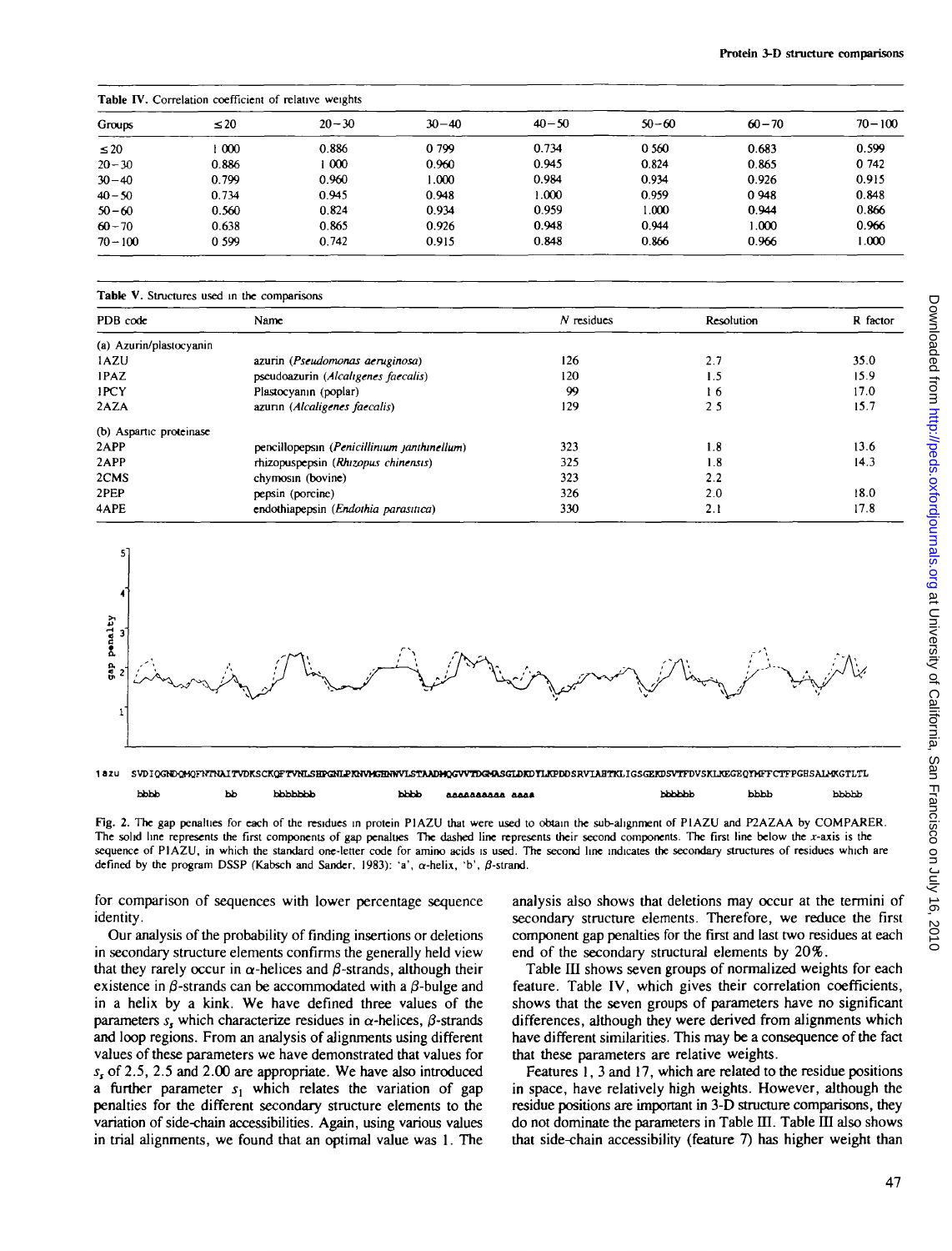Table IV. Correlation coefficient of relative weights

| Groups | ≤20 | 20–30 | 30–40 | 40–50 | 50–60 | 60–70 | 70–100 |
|---|---|---|---|---|---|---|---|
| ≤20 | 1.000 | 0.886 | 0.799 | 0.734 | 0.560 | 0.683 | 0.599 |
| 20–30 | 0.886 | 1.000 | 0.960 | 0.945 | 0.824 | 0.865 | 0.742 |
| 30–40 | 0.799 | 0.960 | 1.000 | 0.984 | 0.934 | 0.926 | 0.915 |
| 40–50 | 0.734 | 0.945 | 0.948 | 1.000 | 0.959 | 0.948 | 0.848 |
| 50–60 | 0.560 | 0.824 | 0.934 | 0.959 | 1.000 | 0.944 | 0.866 |
| 60–70 | 0.638 | 0.865 | 0.926 | 0.948 | 0.944 | 1.000 | 0.966 |
| 70–100 | 0.599 | 0.742 | 0.915 | 0.848 | 0.866 | 0.966 | 1.000 |

Table V. Structures used in the comparisons

| PDB code | Name | N residues | Resolution | R factor |
|---|---|---|---|---|
| (a) Azurin/plastocyanin | | | | |
| 1AZU | azurin (*Pseudomonas aeruginosa*) | 126 | 2.7 | 35.0 |
| 1PAZ | pseudoazurin (*Alcaligenes faecalis*) | 120 | 1.5 | 15.9 |
| 1PCY | Plastocyanin (poplar) | 99 | 1.6 | 17.0 |
| 2AZA | azurin (*Alcaligenes faecalis*) | 129 | 2.5 | 15.7 |
| (b) Aspartic proteinase | | | | |
| 2APP | penicillopepsin (*Penicillinium janthinellum*) | 323 | 1.8 | 13.6 |
| 2APP | rhizopuspepsin (*Rhizopus chinensis*) | 325 | 1.8 | 14.3 |
| 2CMS | chymosin (bovine) | 323 | 2.2 | |
| 2PEP | pepsin (porcine) | 326 | 2.0 | 18.0 |
| 4APE | endothiapepsin (*Endothia parasitica*) | 330 | 2.1 | 17.8 |

Fig. 2. The gap penalties for each of the residues in protein P1AZU that were used to obtain the sub-alignment of P1AZU and P2AZAA by COMPARER. The solid line represents the first components of gap penalties. The dashed line represents their second components. The first line below the x-axis is the sequence of P1AZU, in which the standard one-letter code for amino acids is used. The second line indicates the secondary structures of residues which are defined by the program DSSP (Kabsch and Sander, 1983): 'a', α-helix, 'b', β-strand.

for comparison of sequences with lower percentage sequence identity.

Our analysis of the probability of finding insertions or deletions in secondary structure elements confirms the generally held view that they rarely occur in α-helices and β-strands, although their existence in β-strands can be accommodated with a β-bulge and in a helix by a kink. We have defined three values of the parameters $s_s$ which characterize residues in α-helices, β-strands and loop regions. From an analysis of alignments using different values of these parameters we have demonstrated that values for $s_s$ of 2.5, 2.5 and 2.00 are appropriate. We have also introduced a further parameter $s_1$ which relates the variation of gap penalties for the different secondary structure elements to the variation of side-chain accessibilities. Again, using various values in trial alignments, we found that an optimal value was 1. The analysis also shows that deletions may occur at the termini of secondary structure elements. Therefore, we reduce the first component gap penalties for the first and last two residues at each end of the secondary structural elements by 20%.

Table III shows seven groups of normalized weights for each feature. Table IV, which gives their correlation coefficients, shows that the seven groups of parameters have no significant differences, although they were derived from alignments which have different similarities. This may be a consequence of the fact that these parameters are relative weights.

Features 1, 3 and 17, which are related to the residue positions in space, have relatively high weights. However, although the residue positions are important in 3-D structure comparisons, they do not dominate the parameters in Table III. Table III also shows that side-chain accessibility (feature 7) has higher weight than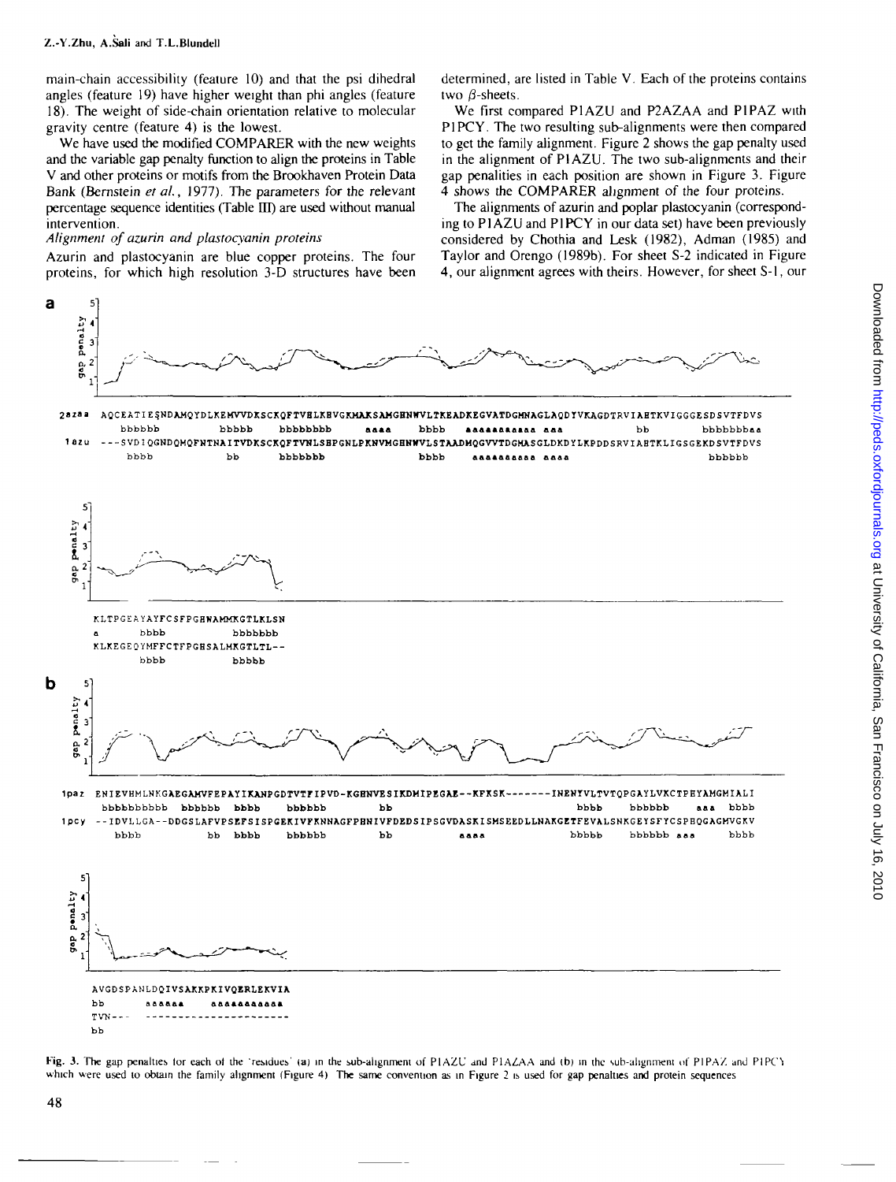main-chain accessibility (feature 10) and that the psi dihedral angles (feature 19) have higher weight than phi angles (feature 18). The weight of side-chain orientation relative to molecular gravity centre (feature 4) is the lowest.

We have used the modified COMPARER with the new weights and the variable gap penalty function to align the proteins in Table V and other proteins or motifs from the Brookhaven Protein Data Bank (Bernstein *et al.*, 1977). The parameters for the relevant percentage sequence identities (Table III) are used without manual intervention.

*Alignment of azurin and plastocyanin proteins*

Azurin and plastocyanin are blue copper proteins. The four proteins, for which high resolution 3-D structures have been determined, are listed in Table V. Each of the proteins contains two β-sheets.

We first compared P1AZU and P2AZAA and P1PAZ with P1PCY. The two resulting sub-alignments were then compared to get the family alignment. Figure 2 shows the gap penalty used in the alignment of P1AZU. The two sub-alignments and their gap penalties in each position are shown in Figure 3. Figure 4 shows the COMPARER alignment of the four proteins.

The alignments of azurin and poplar plastocyanin (corresponding to P1AZU and P1PCY in our data set) have been previously considered by Chothia and Lesk (1982), Adman (1985) and Taylor and Orengo (1989b). For sheet S-2 indicated in Figure 4, our alignment agrees with theirs. However, for sheet S-1, our

**a**

```
2aza  AQCEATIESNDAMQYDLKEMVVDKSCKQFTVHLKHVGKMAKSAMGHNWVLTKEADKEGVATDGMNAGLAQDYVKAGDTRVIAHTKVIGGGESDSVTFDVS
          bbbbbb          bbbbb    bbbbbbbb      aaaa     bbbb   aaaaaaaaaaa aaa            bb      bbbbbbbaa
1azu  ---SVDIQGNDQMQFNTNAITVDKSCKQFTVNLSHPGNLPKNVMGHNWVLSTAADMQGVVTDGMASGLDKDYLKPDDSRVIAHTKLIGSGEKDSVTFDVS
          bbbb            bb       bbbbbbb                  bbbb   aaaaaaaaaa aaaa                        bbbbbb

      KLTPGEAYAYFCSFPGHWAMMKGTLKLSN
      a       bbbb        bbbbbbb
      KLKEGEQYMFFCTFPGHSALMKGTLTL--
              bbbb        bbbbb
```

**b**

```
1paz  ENIEVHMLNKGAEGAMVFEPAYIKANPGDTVTFIPVD-KGHNVESIKDMIPEGAE--KFKSK-------INENYVLTVTQPGAYLVKCTPHYAMGMIALI
          bbbbbbbbbb  bbbbbb  bbbb    bbbbbb          bb                          bbbb   bbbbbb      aaa  bbbb
1pcy  --IDVLLGA--DDGSLAFVPSEFSISPGEKIVFKNNAGFPHNIVFDEDSIPSGVDASKISMSEEDLLNAKGETFEVALSNKGEYSFYCSPHQGAGMVGKV
          bbbb          bb  bbbb    bbbbbb          bb              aaaa              bbbbb   bbbbbb aaa        bbbb

      AVGDSPANLDQIVSAKKPKIVQERLEKVIA
      bb      aaaaaa      aaaaaaaaaaa
      TVN---  ----------------------
      bb
```

Fig. 3. The gap penalties for each of the 'residues' (a) in the sub-alignment of P1AZU and P1AZAA and (b) in the sub-alignment of P1PAZ and P1PCY which were used to obtain the family alignment (Figure 4). The same convention as in Figure 2 is used for gap penalties and protein sequences.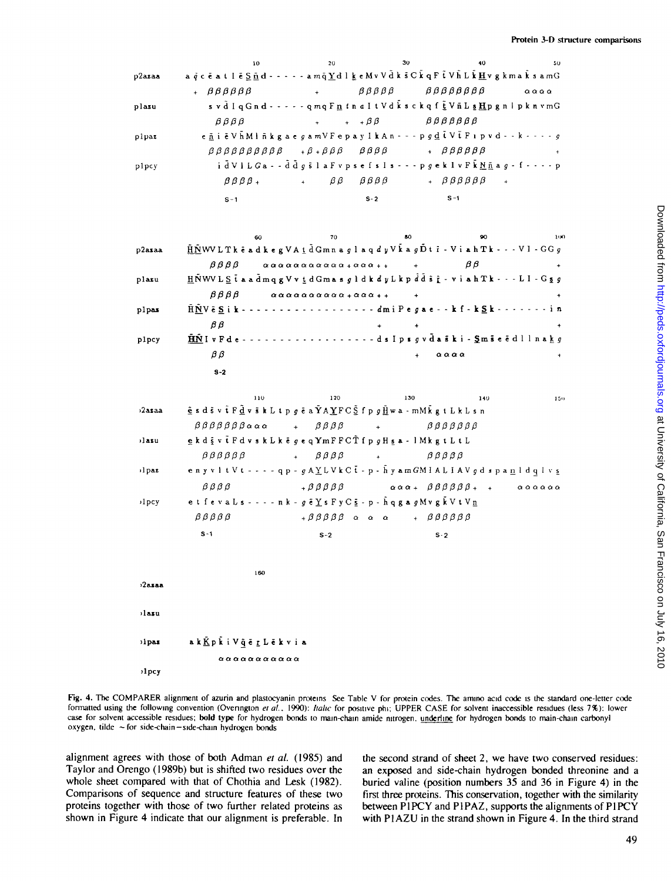```
               10                  20                  30                  40             50
p2azaa   a q c e a t l e S n d - - - - - a m q Y d l k e M v V d k s C k q F t V h L k H v g k m a k s a m G
           +  β β β β β β                 +          β β β β β      β β β β β β β β             α α α α
p1azu        s v d l q G n d - - - - - q m q F n t n a I t V d k s c k q f t V n L s H p g n l p k n v m G
             β β β β                  +       +   + β β            β β β β β β β
p1paz      e n i e V h M l n k g a e g a m V F e p a y l k A n - - - p g d t V t F i p v d - - k - - - - g
           β β β β β β β β β β β        + β + β β β      β β β β          +  β β β β β β                  +
p1pcy        i d V l L G a - - d d g s l a F v p s e f s l s - - - p g e k l v F k N n a g - f - - - - p
             β β β β +              +        β β     β β β β           +  β β β β β β     +
             S-1                                      S-2                   S-1

               60                  70                  80                  90            100
p2azaa   H N W V L T k e a d k e g V A t d G m n a g l a q d y V k a g D t i - V i a h T k - - - V l - G G g
           β β β β         α α α α α α α α α α α + α α α + +        +         β β                     +
p1azu    H N W V L S t a a d m q g V v t d G m a s g l d k d y L k p d d s t - v i a h T k - - - L I - G s g
           β β β β         α α α α α α α α α α + α α α + +        +                                   +
p1paz    H N V e S i k - - - - - - - - - - - - - - - - - - d m i P e g a e - - k f - k S k - - - - - - - - i n
           β β                                          +      +                                      +
p1pcy    H N I v F d e - - - - - - - - - - - - - - - - - - d s I p s g v d a s k i - S m s e e d l l n a k g
           β β                                                  +    α α α α                           +
           S-2

              110                 120                 130                 140            150
p2azaa   e s d s v t F d v s k L t p g e a Y A Y F C S f p g H w a - m M k g t L k L s n
           β β β β β β β α α α      +    β β β β         +          β β β β β β β
p1azu    e k d s v t F d v s k L k e g e q Y m F F C T f p g H s a - l M k g t L t L
           β β β β β β            +    β β β β         +          β β β β β
p1paz    e n y v l t V t - - - - q p - g A Y L V k C t - p - h y a m G M I A L I A V g d s p a n l d q l v s
           β β β β                  + β β β β β        α α α +  β β β β β β +   +        α α α α α α
p1pcy    e t f e v a L s - - - - n k - g e Y s F y C s - p - h q g a g M v g k V t V n
           β β β β β                + β β β β β   α   α   α       +  β β β β β β
           S-1                          S-2                         S-2

              160
p2azaa

p1azu

p1paz    a k K p k i V q e r L e k v i a
               α α α α α α α α α α α
p1pcy
```

**Fig. 4.** The COMPARER alignment of azurin and plastocyanin proteins. See Table V for protein codes. The amino acid code is the standard one-letter code formatted using the following convention (Overington *et al.*, 1990): *Italic* for positive phi; UPPER CASE for solvent inaccessible residues (less 7%); lower case for solvent accessible residues; **bold type** for hydrogen bonds to main-chain amide nitrogen, underline for hydrogen bonds to main-chain carbonyl oxygen, tilde ~ for side-chain–side-chain hydrogen bonds

alignment agrees with those of both Adman *et al.* (1985) and Taylor and Orengo (1989b) but is shifted two residues over the whole sheet compared with that of Chothia and Lesk (1982). Comparisons of sequence and structure features of these two proteins together with those of two further related proteins as shown in Figure 4 indicate that our alignment is preferable. In the second strand of sheet 2, we have two conserved residues: an exposed and side-chain hydrogen bonded threonine and a buried valine (position numbers 35 and 36 in Figure 4) in the first three proteins. This conservation, together with the similarity between P1PCY and P1PAZ, supports the alignments of P1PCY with P1AZU in the strand shown in Figure 4. In the third strand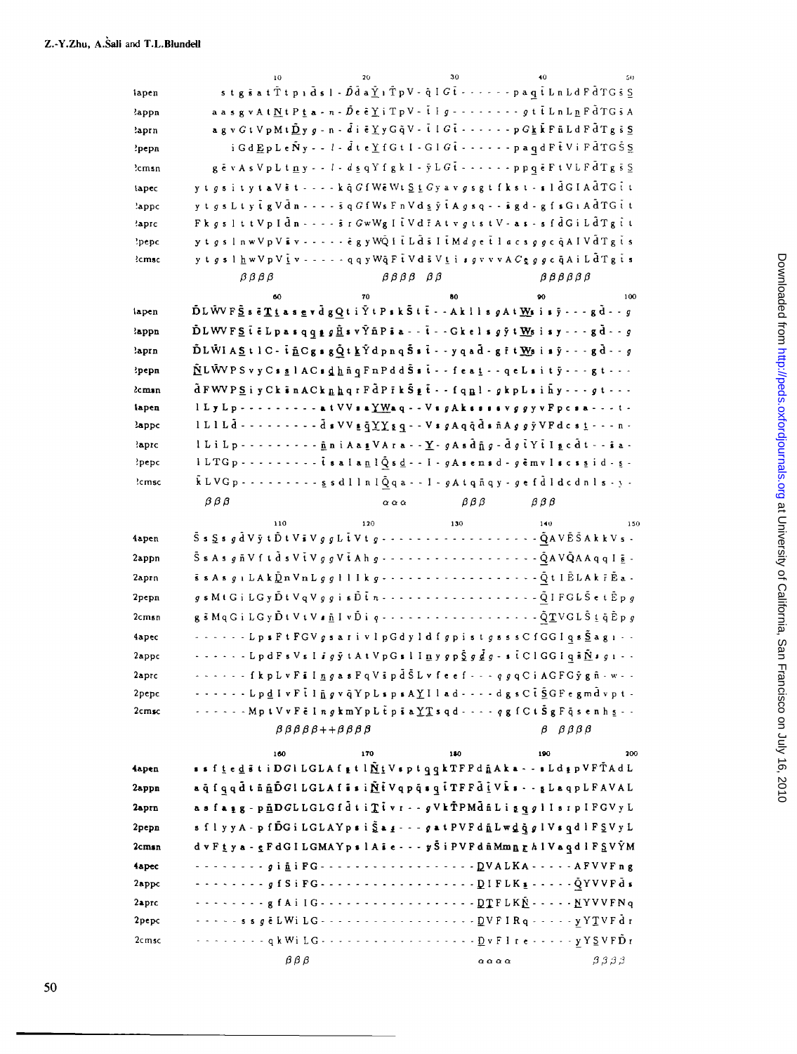```
                10          20          30          40          50
1apen    s t g s a t T t p i d s l - D d a Y i T p V - q I G t - - - - - - p a q t L n L d F d T G s S
2appn    a a s g v A t N t P t a - n - D e e Y i T p V - t I g - - - - - - - - g t t L n L n F d T G s A
2aprn    a g v G t V p M t D y g - n - d i e Y y G q V - t I G t - - - - - - p G k k F n L d F d T g s S
2pepn      i G d E p L e N y - - l - d t e Y f G t I - G I G t - - - - - - p a q d F t V i F d T G S S
2cmsn      g e v A s V p L t n y - - l - d s q Y f g k I - y L G t - - - - - - p p q e F t V L F d T g s S
1apec    y t g s i t y t a V s t - - - - k q G f W e W t S t G y a v g s g t f k s t - s I d G I A d T G t t
2appc    y t g s L t y t g V d n - - - - s q G f W s F n V d s y t A g s q - - s g d - g f s G i A d T G t t
2aprc    F k g s l t t V p I d n - - - - s r G w W g I t V d r A t v g t s t V - a s - s f d G i L d T g t t
2pepc    y t g s l n w V p V s v - - - - - e g y W Q I t L d s I t M d g e t I a c s g g c q A I V d T G t s
2cmsc    y t g s l h w V p V t v - - - - - q q y W q F t V d s V t i s g v v v A C e g g c q A i L d T g t s
              β β β β           β β β β  β β          β β β β β β

                60          70          80          90          100
1apen    D L W V F S s e T t a s e v d g Q t i Y t P s k S t t - - A k l l s g A t W s i s y - - - g d - - g
2appn    D L W V F S t t L p a s q q s g H s v Y n P s a - - t - - G k e l s g y t W s i s y - - - g d - - g
2aprn    D L W I A S t l C - t n C g s g Q t k Y d p n q S s t - - y q a d - g r t W s i s y - - - g d - - g
2pepn    N L W V P S v y C s s l A C s d h n q F n P d d S s t - - f e a t - - q e L s i t y - - - g t - - -
2cmsn    d F W V P S i y C k s n A C k n h q r F d P r k S s t - - f q n l - g k p L s i h y - - - g t - - -
1apec    l L y L p - - - - - - - - - a t V V s a Y W a q - - V s g A k s s s s v g g y v F p c s a - - - t -
2appc    l L l L d - - - - - - - - - d s V V s q Y Y s q - - V s g A q q d s n A g g y V F d c s t - - - n -
2aprc    l L i L p - - - - - - - - - n n i A a s V A r a - - Y - g A s d n g - d g t Y t I s c d t - - s a -
2pepc    l L T G p - - - - - - - - - t s a l a n I Q s d - - I - g A s e n s d - g e m v I s c s s i d - s -
2cmsc    k L V G p - - - - - - - - - s s d I l n I Q q a - - I - g A t q n q y - g e f d I d c d n l s - y -
         β β β                             α α α        β β β      β β β

               110         120         130         140         150
4apen    S s S s g d V y t D t V s V g g L t V t g - - - - - - - - - - - - - - - - - - Q A V E S A k k V s -
2appn    S s A s g n V f t d s V t V g g V t A h g - - - - - - - - - - - - - - - - - - Q A V Q A A q q I s -
2aprn    s s A s g i L A k D n V n L g g l l I k g - - - - - - - - - - - - - - - - - - Q t I E L A k r E a -
2pepn    g s M t G i L G y D t V q V g g i s D t n - - - - - - - - - - - - - - - - - - Q I F G L S e t E p g
2cmsn    g s M q G i L G y D t V t V s n I v D i q - - - - - - - - - - - - - - - - - - Q T V G L S t q E p g
4apec    - - - - - - L p s F t F G V g s a r i v I p G d y l d f g p i s t g s s s C f G G I q s S a g i - -
2appc    - - - - - - L p d F s V s I s g y t A t V p G s l I n y g p S g d g - s t C l G G I q s N s g i - -
2aprc    - - - - - - f k p L v F s I n g a s F q V s p d S L v f e e f - - - q g q C i A G F G y g n - w - -
2pepc    - - - - - - L p d I v F t I n g v q Y p L s p s A Y I l a d - - - - d g s C t S G F e g m d v p t -
2cmsc    - - - - - - M p t V v F e l n g k m Y p L t p s a Y T s q d - - - - q g f C t S g F q s e n h s - -
                 β β β β β + + β β β β                                      β  β β β β

               160         170         180         190         200
4apen    s s f t e d s t i D G l L G L A f s t l N t V s p t q q k T F F d n A k a - - s L d s p V F T A d L
2appn    a q f q q d t n n D G l L G L A f s s i N t V q p q s q t T F F d t V k s - - s L a q p L F A V A L
2aprn    a s f a s g - p n D G L L G L G f d t i T t v r - - g V k T P M d n L i s q g l I s r p I F G V y L
2pepn    s f l y y A - p f D G i L G L A Y p s i S a s - - - g a t P V F d n L w d q g l V s q d l F S V y L
2cmsn    d v F t y a - e F d G I L G M A Y p s l A s e - - - y S i P V F d n M m n r h l V a q d l F S V Y M
4apec    - - - - - - - - - g i n i F G - - - - - - - - - - - - - - - - - - - D V A L K A - - - - - A F V V F n g
2appc    - - - - - - - - - g f S i F G - - - - - - - - - - - - - - - - - - - D I F L K s - - - - - Q Y V V F d s
2aprc    - - - - - - - - - g f A i I G - - - - - - - - - - - - - - - - - - - D T F L K N - - - - - N Y V V F N q
2pepc    - - - - - - s s g e L W i L G - - - - - - - - - - - - - - - - - - - D V F I R q - - - - - y Y T V F d r
2cmsc    - - - - - - - - - q k W i L G - - - - - - - - - - - - - - - - - - - D v F I r e - - - - - y Y S V F D r
                         β β β                                          α α α α           β β β β
```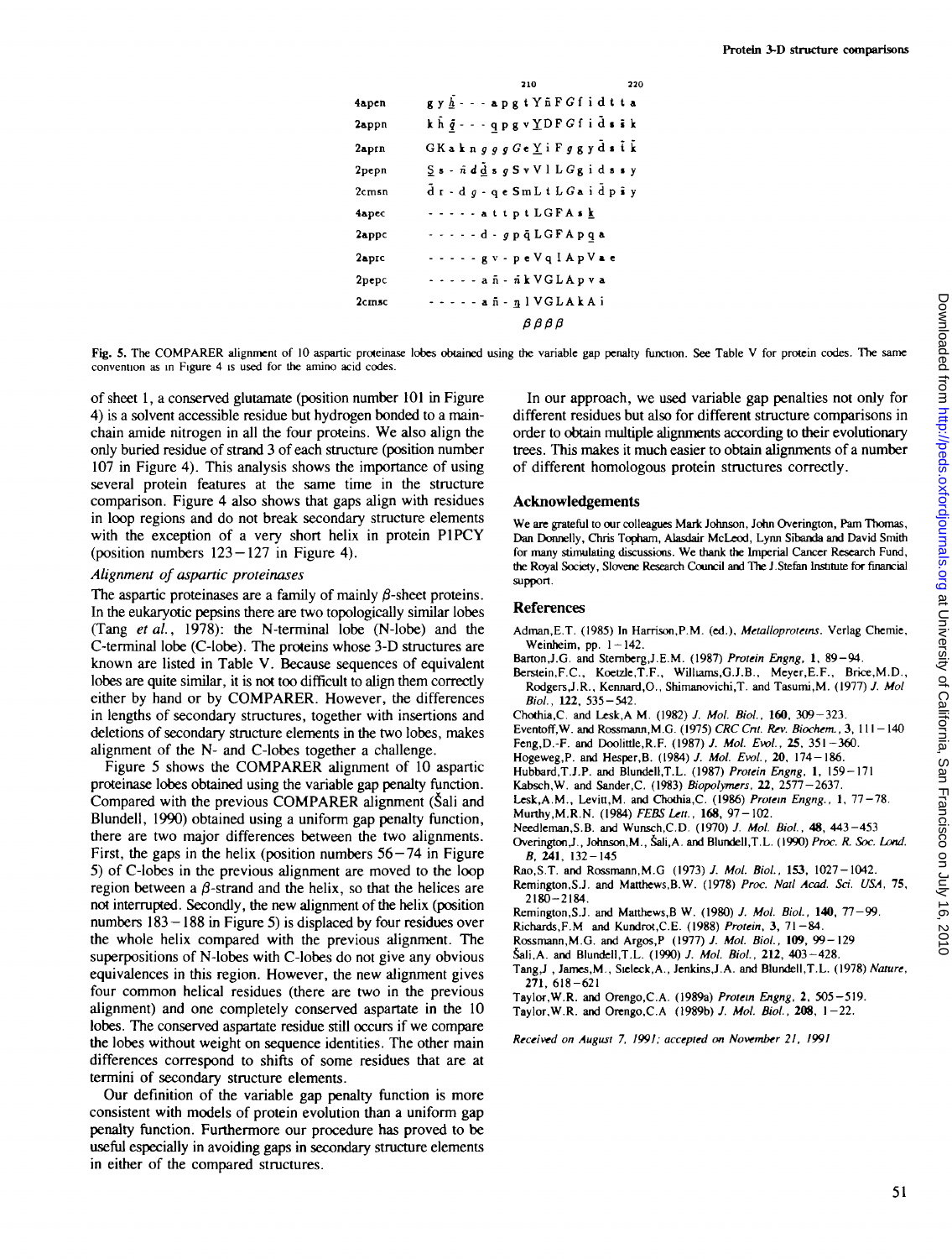| | 210 | 220 |
|---|---|---|
| 4apen | g y h̄ - - - a p g t Y ñ F *G* f i d t t a | |
| 2appn | k h̄ q̄ - - - q p g v Y D F *G* f i d̄ s ī k | |
| 2aprn | G K a k n *g g g* *G* e Y i F *g* g y d̄ s ī k | |
| 2pepn | S s - ñ d d̄ s *g* S v V l L *G* g i d s s y | |
| 2cmsn | d̄ r - d *g* - q e S m L t L *G* a i d̄ p ī y | |
| 4apec | - - - - - a t t p t L G F A s k | |
| 2appc | - - - - - d - *g* p q̄ L G F A p q a | |
| 2aprc | - - - - - g v - p e V q I A p V a e | |
| 2pepc | - - - - - a ñ - ñ k V G L A p v a | |
| 2cmsc | - - - - - a ñ - n l V G L A k A i | |
| | β β β β | |

Fig. 5. The COMPARER alignment of 10 aspartic proteinase lobes obtained using the variable gap penalty function. See Table V for protein codes. The same convention as in Figure 4 is used for the amino acid codes.

of sheet 1, a conserved glutamate (position number 101 in Figure 4) is a solvent accessible residue but hydrogen bonded to a main-chain amide nitrogen in all the four proteins. We also align the only buried residue of strand 3 of each structure (position number 107 in Figure 4). This analysis shows the importance of using several protein features at the same time in the structure comparison. Figure 4 also shows that gaps align with residues in loop regions and do not break secondary structure elements with the exception of a very short helix in protein P1PCY (position numbers 123−127 in Figure 4).

### *Alignment of aspartic proteinases*

The aspartic proteinases are a family of mainly β-sheet proteins. In the eukaryotic pepsins there are two topologically similar lobes (Tang *et al.*, 1978): the N-terminal lobe (N-lobe) and the C-terminal lobe (C-lobe). The proteins whose 3-D structures are known are listed in Table V. Because sequences of equivalent lobes are quite similar, it is not too difficult to align them correctly either by hand or by COMPARER. However, the differences in lengths of secondary structures, together with insertions and deletions of secondary structure elements in the two lobes, makes alignment of the N- and C-lobes together a challenge.

Figure 5 shows the COMPARER alignment of 10 aspartic proteinase lobes obtained using the variable gap penalty function. Compared with the previous COMPARER alignment (Šali and Blundell, 1990) obtained using a uniform gap penalty function, there are two major differences between the two alignments. First, the gaps in the helix (position numbers 56−74 in Figure 5) of C-lobes in the previous alignment are moved to the loop region between a β-strand and the helix, so that the helices are not interrupted. Secondly, the new alignment of the helix (position numbers 183−188 in Figure 5) is displaced by four residues over the whole helix compared with the previous alignment. The superpositions of N-lobes with C-lobes do not give any obvious equivalences in this region. However, the new alignment gives four common helical residues (there are two in the previous alignment) and one completely conserved aspartate in the 10 lobes. The conserved aspartate residue still occurs if we compare the lobes without weight on sequence identities. The other main differences correspond to shifts of some residues that are at termini of secondary structure elements.

Our definition of the variable gap penalty function is more consistent with models of protein evolution than a uniform gap penalty function. Furthermore our procedure has proved to be useful especially in avoiding gaps in secondary structure elements in either of the compared structures.

In our approach, we used variable gap penalties not only for different residues but also for different structure comparisons in order to obtain multiple alignments according to their evolutionary trees. This makes it much easier to obtain alignments of a number of different homologous protein structures correctly.

## Acknowledgements

We are grateful to our colleagues Mark Johnson, John Overington, Pam Thomas, Dan Donnelly, Chris Topham, Alasdair McLeod, Lynn Sibanda and David Smith for many stimulating discussions. We thank the Imperial Cancer Research Fund, the Royal Society, Slovene Research Council and The J.Stefan Institute for financial support.

## References

Adman,E.T. (1985) In Harrison,P.M. (ed.), *Metalloproteins*. Verlag Chemie, Weinheim, pp. 1−142.

Barton,J.G. and Sternberg,J.E.M. (1987) *Protein Engng*, **1**, 89−94.

Berstein,F.C., Koetzle,T.F., Williams,G.J.B., Meyer,E.F., Brice,M.D., Rodgers,J.R., Kennard,O., Shimanovichi,T. and Tasumi,M. (1977) *J. Mol Biol.*, **122**, 535−542.

Chothia,C. and Lesk,A M. (1982) *J. Mol. Biol.*, **160**, 309−323.

Eventoff,W. and Rossmann,M.G. (1975) *CRC Crit. Rev. Biochem.*, **3**, 111−140

Feng,D.-F. and Doolittle,R.F. (1987) *J. Mol. Evol.*, **25**, 351−360.

Hogeweg,P. and Hesper,B. (1984) *J. Mol. Evol.*, **20**, 174−186.

Hubbard,T.J.P. and Blundell,T.L. (1987) *Protein Engng*, **1**, 159−171

Kabsch,W. and Sander,C. (1983) *Biopolymers*, **22**, 2577−2637.

Lesk,A.M., Levitt,M. and Chothia,C. (1986) *Protein Engng.*, **1**, 77−78.

Murthy,M.R.N. (1984) *FEBS Lett.*, **168**, 97−102.

Needleman,S.B. and Wunsch,C.D. (1970) *J. Mol. Biol.*, **48**, 443−453

Overington,J., Johnson,M., Šali,A. and Blundell,T.L. (1990) *Proc. R. Soc. Lond. B*, **241**, 132−145

Rao,S.T. and Rossmann,M.G (1973) *J. Mol. Biol.*, **153**, 1027−1042.

Remington,S.J. and Matthews,B.W. (1978) *Proc. Natl Acad. Sci. USA*, **75**, 2180−2184.

Remington,S.J. and Matthews,B W. (1980) *J. Mol. Biol.*, **140**, 77−99.

Richards,F.M and Kundrot,C.E. (1988) *Protein*, **3**, 71−84.

Rossmann,M.G. and Argos,P (1977) *J. Mol. Biol.*, **109**, 99−129

Šali,A. and Blundell,T.L. (1990) *J. Mol. Biol.*, **212**, 403−428.

Tang,J , James,M., Sieleck,A., Jenkins,J.A. and Blundell,T.L. (1978) *Nature*, **271**, 618−621

Taylor,W.R. and Orengo,C.A. (1989a) *Protein Engng*, **2**, 505−519.

Taylor,W.R. and Orengo,C.A (1989b) *J. Mol. Biol.*, **208**, 1−22.

*Received on August 7, 1991; accepted on November 21, 1991*